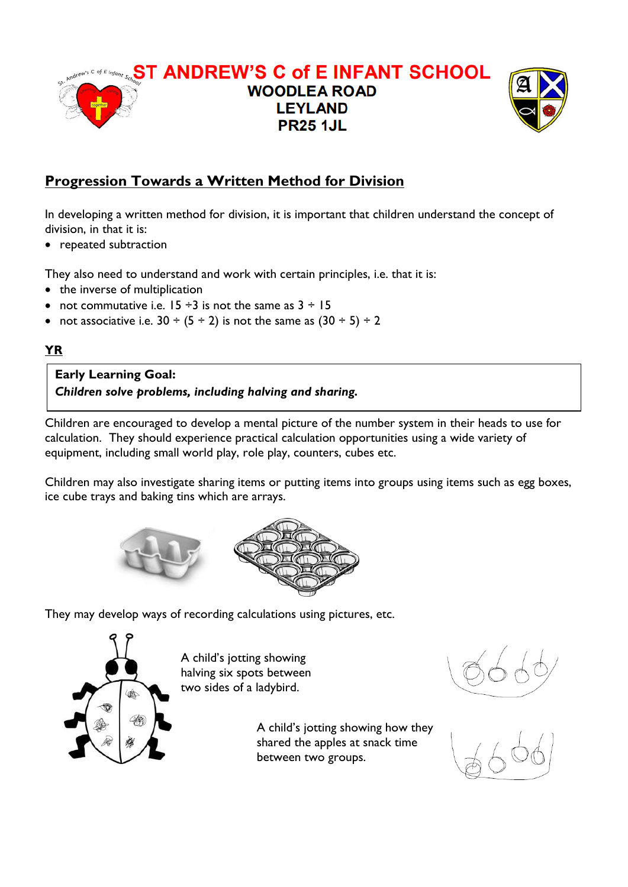# ST ANDREW'S C of E INFANT SCHOOL

**WOODLEA ROAD**
**LEYLAND**
**PR25 1JL**

## Progression Towards a Written Method for Division

In developing a written method for division, it is important that children understand the concept of division, in that it is:

- repeated subtraction

They also need to understand and work with certain principles, i.e. that it is:

- the inverse of multiplication
- not commutative i.e. 15 ÷3 is not the same as 3 ÷ 15
- not associative i.e. 30 ÷ (5 ÷ 2) is not the same as (30 ÷ 5) ÷ 2

### YR

> **Early Learning Goal:**
> ***Children solve problems, including halving and sharing.***

Children are encouraged to develop a mental picture of the number system in their heads to use for calculation. They should experience practical calculation opportunities using a wide variety of equipment, including small world play, role play, counters, cubes etc.

Children may also investigate sharing items or putting items into groups using items such as egg boxes, ice cube trays and baking tins which are arrays.

They may develop ways of recording calculations using pictures, etc.

A child's jotting showing halving six spots between two sides of a ladybird.

A child's jotting showing how they shared the apples at snack time between two groups.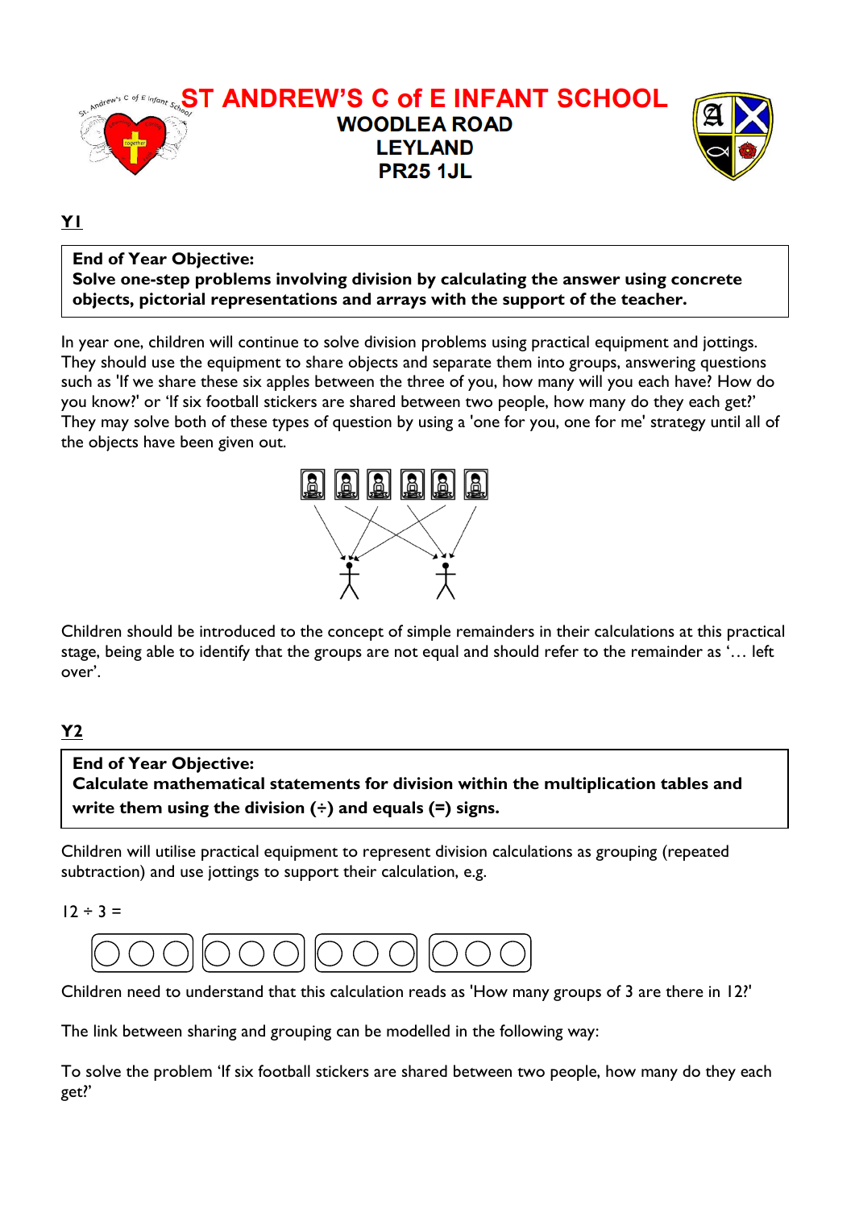# ST ANDREW'S C of E INFANT SCHOOL

**WOODLEA ROAD**
**LEYLAND**
**PR25 1JL**

## Y1

**End of Year Objective:**
**Solve one-step problems involving division by calculating the answer using concrete objects, pictorial representations and arrays with the support of the teacher.**

In year one, children will continue to solve division problems using practical equipment and jottings. They should use the equipment to share objects and separate them into groups, answering questions such as 'If we share these six apples between the three of you, how many will you each have? How do you know?' or 'If six football stickers are shared between two people, how many do they each get?' They may solve both of these types of question by using a 'one for you, one for me' strategy until all of the objects have been given out.

Children should be introduced to the concept of simple remainders in their calculations at this practical stage, being able to identify that the groups are not equal and should refer to the remainder as '… left over'.

## Y2

**End of Year Objective:**
**Calculate mathematical statements for division within the multiplication tables and write them using the division (÷) and equals (=) signs.**

Children will utilise practical equipment to represent division calculations as grouping (repeated subtraction) and use jottings to support their calculation, e.g.

$12 \div 3 =$

Children need to understand that this calculation reads as 'How many groups of 3 are there in 12?'

The link between sharing and grouping can be modelled in the following way:

To solve the problem 'If six football stickers are shared between two people, how many do they each get?'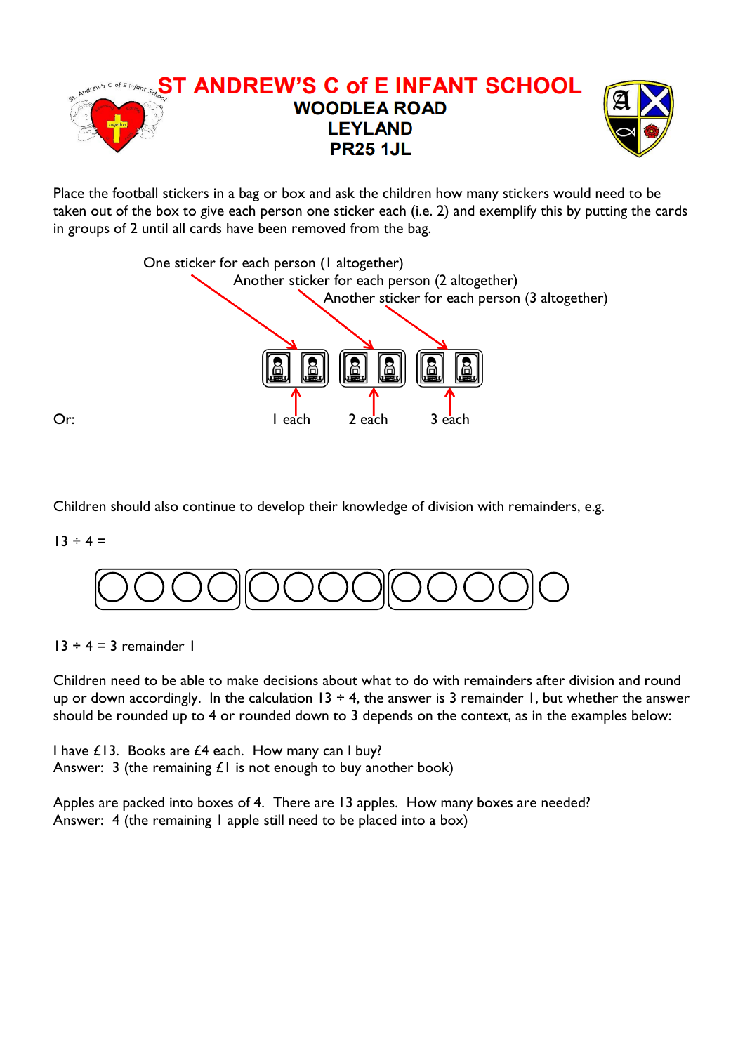# ST ANDREW'S C of E INFANT SCHOOL

**WOODLEA ROAD**
**LEYLAND**
**PR25 1JL**

Place the football stickers in a bag or box and ask the children how many stickers would need to be taken out of the box to give each person one sticker each (i.e. 2) and exemplify this by putting the cards in groups of 2 until all cards have been removed from the bag.

One sticker for each person (1 altogether)
Another sticker for each person (2 altogether)
Another sticker for each person (3 altogether)

Or:

1 each
2 each
3 each

Children should also continue to develop their knowledge of division with remainders, e.g.

$13 \div 4 =$

$13 \div 4 = 3$ remainder 1

Children need to be able to make decisions about what to do with remainders after division and round up or down accordingly. In the calculation $13 \div 4$, the answer is 3 remainder 1, but whether the answer should be rounded up to 4 or rounded down to 3 depends on the context, as in the examples below:

I have £13. Books are £4 each. How many can I buy?
Answer: 3 (the remaining £1 is not enough to buy another book)

Apples are packed into boxes of 4. There are 13 apples. How many boxes are needed?
Answer: 4 (the remaining 1 apple still need to be placed into a box)